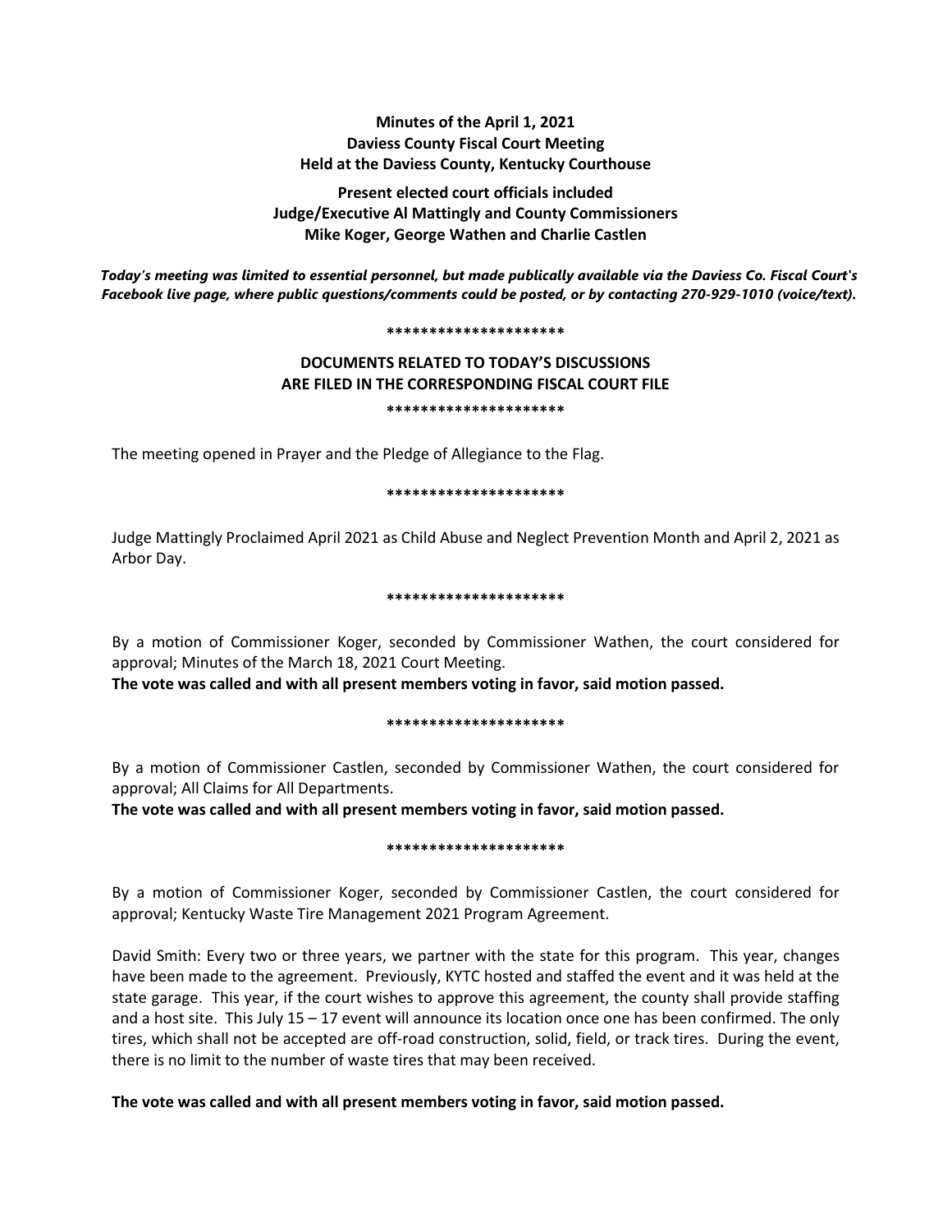**Minutes of the April 1, 2021**
**Daviess County Fiscal Court Meeting**
**Held at the Daviess County, Kentucky Courthouse**

**Present elected court officials included**
**Judge/Executive Al Mattingly and County Commissioners**
**Mike Koger, George Wathen and Charlie Castlen**

***Today's meeting was limited to essential personnel, but made publically available via the Daviess Co. Fiscal Court's Facebook live page, where public questions/comments could be posted, or by contacting 270-929-1010 (voice/text).***

**********************

**DOCUMENTS RELATED TO TODAY'S DISCUSSIONS**
**ARE FILED IN THE CORRESPONDING FISCAL COURT FILE**

**********************

The meeting opened in Prayer and the Pledge of Allegiance to the Flag.

**********************

Judge Mattingly Proclaimed April 2021 as Child Abuse and Neglect Prevention Month and April 2, 2021 as Arbor Day.

**********************

By a motion of Commissioner Koger, seconded by Commissioner Wathen, the court considered for approval; Minutes of the March 18, 2021 Court Meeting.

**The vote was called and with all present members voting in favor, said motion passed.**

**********************

By a motion of Commissioner Castlen, seconded by Commissioner Wathen, the court considered for approval; All Claims for All Departments.

**The vote was called and with all present members voting in favor, said motion passed.**

**********************

By a motion of Commissioner Koger, seconded by Commissioner Castlen, the court considered for approval; Kentucky Waste Tire Management 2021 Program Agreement.

David Smith: Every two or three years, we partner with the state for this program. This year, changes have been made to the agreement. Previously, KYTC hosted and staffed the event and it was held at the state garage. This year, if the court wishes to approve this agreement, the county shall provide staffing and a host site. This July 15 – 17 event will announce its location once one has been confirmed. The only tires, which shall not be accepted are off-road construction, solid, field, or track tires. During the event, there is no limit to the number of waste tires that may been received.

**The vote was called and with all present members voting in favor, said motion passed.**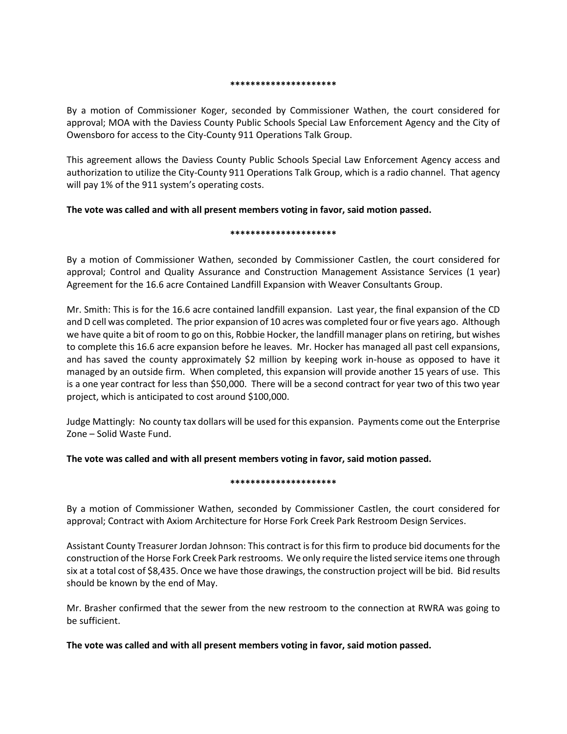**********************

By a motion of Commissioner Koger, seconded by Commissioner Wathen, the court considered for approval; MOA with the Daviess County Public Schools Special Law Enforcement Agency and the City of Owensboro for access to the City-County 911 Operations Talk Group.

This agreement allows the Daviess County Public Schools Special Law Enforcement Agency access and authorization to utilize the City-County 911 Operations Talk Group, which is a radio channel. That agency will pay 1% of the 911 system's operating costs.

**The vote was called and with all present members voting in favor, said motion passed.**

**********************

By a motion of Commissioner Wathen, seconded by Commissioner Castlen, the court considered for approval; Control and Quality Assurance and Construction Management Assistance Services (1 year) Agreement for the 16.6 acre Contained Landfill Expansion with Weaver Consultants Group.

Mr. Smith: This is for the 16.6 acre contained landfill expansion. Last year, the final expansion of the CD and D cell was completed. The prior expansion of 10 acres was completed four or five years ago. Although we have quite a bit of room to go on this, Robbie Hocker, the landfill manager plans on retiring, but wishes to complete this 16.6 acre expansion before he leaves. Mr. Hocker has managed all past cell expansions, and has saved the county approximately $2 million by keeping work in-house as opposed to have it managed by an outside firm. When completed, this expansion will provide another 15 years of use. This is a one year contract for less than $50,000. There will be a second contract for year two of this two year project, which is anticipated to cost around $100,000.

Judge Mattingly: No county tax dollars will be used for this expansion. Payments come out the Enterprise Zone – Solid Waste Fund.

**The vote was called and with all present members voting in favor, said motion passed.**

**********************

By a motion of Commissioner Wathen, seconded by Commissioner Castlen, the court considered for approval; Contract with Axiom Architecture for Horse Fork Creek Park Restroom Design Services.

Assistant County Treasurer Jordan Johnson: This contract is for this firm to produce bid documents for the construction of the Horse Fork Creek Park restrooms. We only require the listed service items one through six at a total cost of $8,435. Once we have those drawings, the construction project will be bid. Bid results should be known by the end of May.

Mr. Brasher confirmed that the sewer from the new restroom to the connection at RWRA was going to be sufficient.

**The vote was called and with all present members voting in favor, said motion passed.**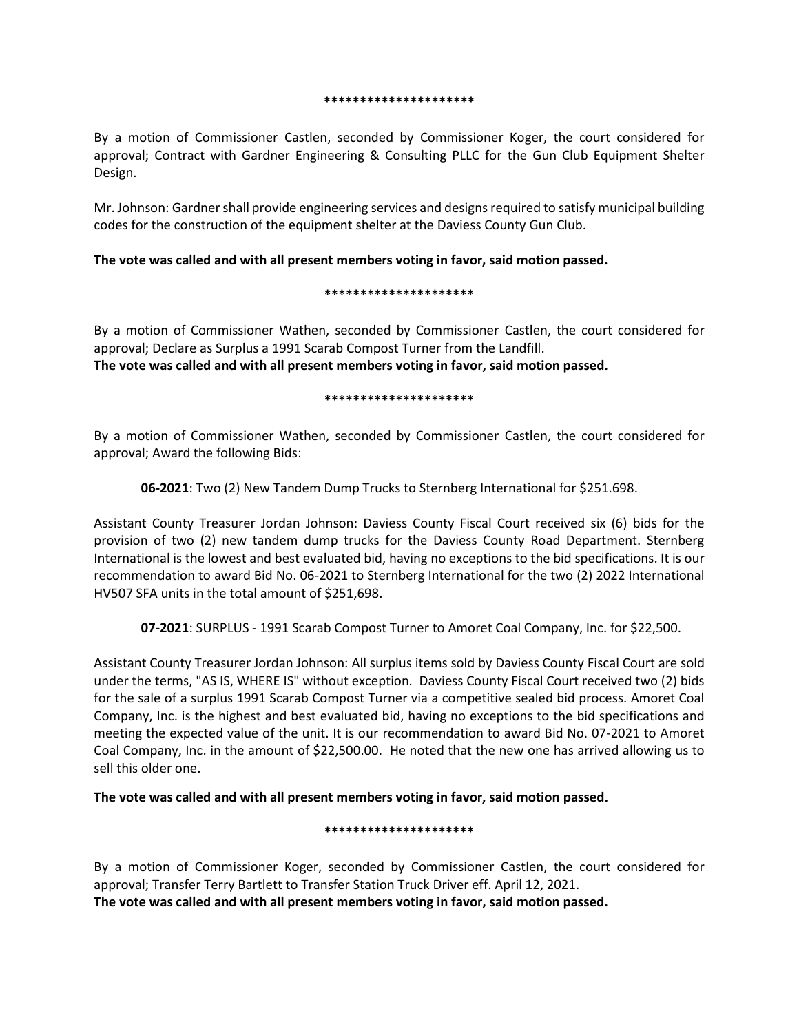*********************

By a motion of Commissioner Castlen, seconded by Commissioner Koger, the court considered for approval; Contract with Gardner Engineering & Consulting PLLC for the Gun Club Equipment Shelter Design.

Mr. Johnson: Gardner shall provide engineering services and designs required to satisfy municipal building codes for the construction of the equipment shelter at the Daviess County Gun Club.

**The vote was called and with all present members voting in favor, said motion passed.**

*********************

By a motion of Commissioner Wathen, seconded by Commissioner Castlen, the court considered for approval; Declare as Surplus a 1991 Scarab Compost Turner from the Landfill.
**The vote was called and with all present members voting in favor, said motion passed.**

*********************

By a motion of Commissioner Wathen, seconded by Commissioner Castlen, the court considered for approval; Award the following Bids:

**06-2021**: Two (2) New Tandem Dump Trucks to Sternberg International for $251.698.

Assistant County Treasurer Jordan Johnson: Daviess County Fiscal Court received six (6) bids for the provision of two (2) new tandem dump trucks for the Daviess County Road Department. Sternberg International is the lowest and best evaluated bid, having no exceptions to the bid specifications. It is our recommendation to award Bid No. 06-2021 to Sternberg International for the two (2) 2022 International HV507 SFA units in the total amount of $251,698.

**07-2021**: SURPLUS - 1991 Scarab Compost Turner to Amoret Coal Company, Inc. for $22,500.

Assistant County Treasurer Jordan Johnson: All surplus items sold by Daviess County Fiscal Court are sold under the terms, "AS IS, WHERE IS" without exception. Daviess County Fiscal Court received two (2) bids for the sale of a surplus 1991 Scarab Compost Turner via a competitive sealed bid process. Amoret Coal Company, Inc. is the highest and best evaluated bid, having no exceptions to the bid specifications and meeting the expected value of the unit. It is our recommendation to award Bid No. 07-2021 to Amoret Coal Company, Inc. in the amount of $22,500.00. He noted that the new one has arrived allowing us to sell this older one.

**The vote was called and with all present members voting in favor, said motion passed.**

*********************

By a motion of Commissioner Koger, seconded by Commissioner Castlen, the court considered for approval; Transfer Terry Bartlett to Transfer Station Truck Driver eff. April 12, 2021.
**The vote was called and with all present members voting in favor, said motion passed.**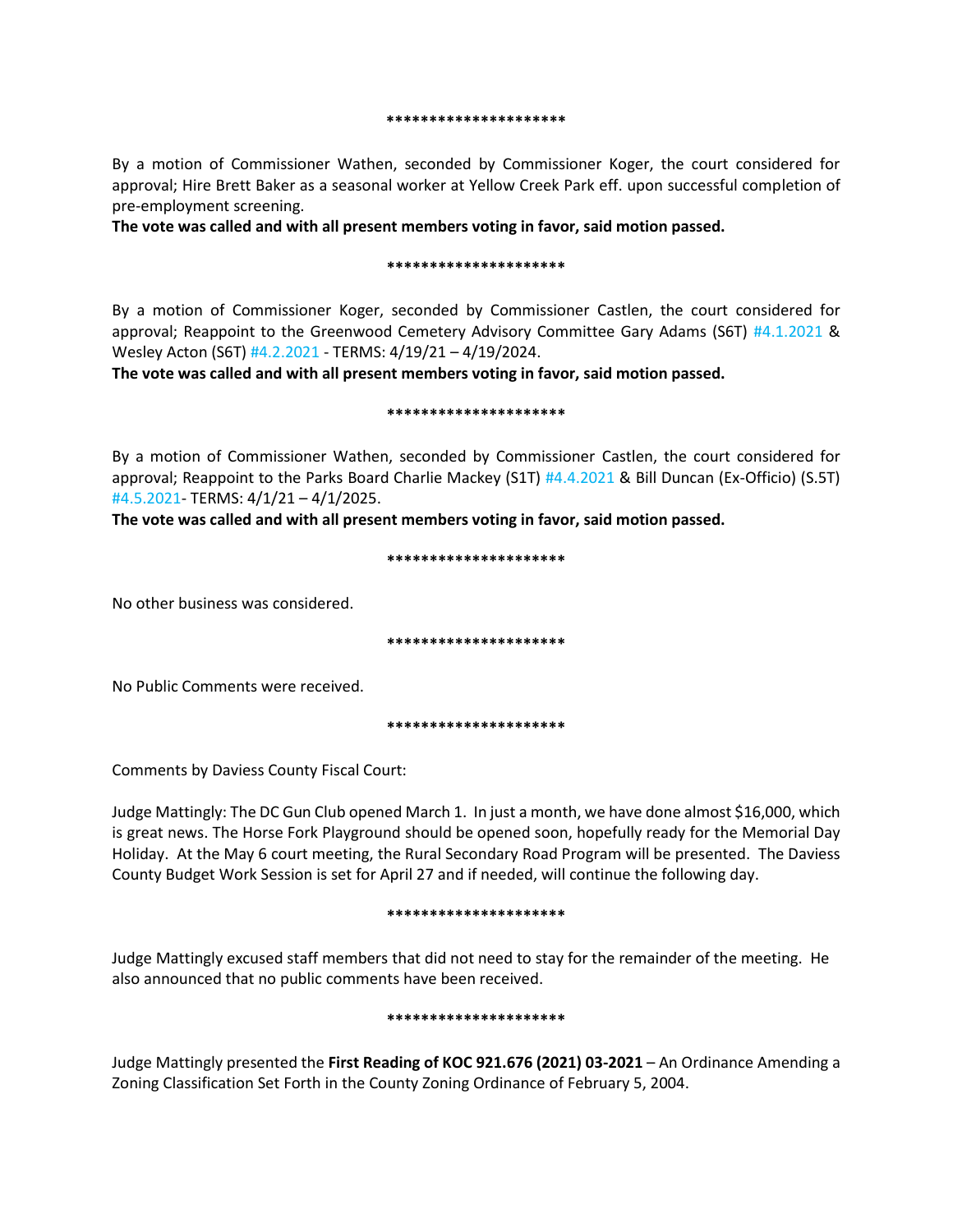*********************

By a motion of Commissioner Wathen, seconded by Commissioner Koger, the court considered for approval; Hire Brett Baker as a seasonal worker at Yellow Creek Park eff. upon successful completion of pre-employment screening.

**The vote was called and with all present members voting in favor, said motion passed.**

*********************

By a motion of Commissioner Koger, seconded by Commissioner Castlen, the court considered for approval; Reappoint to the Greenwood Cemetery Advisory Committee Gary Adams (S6T) #4.1.2021 & Wesley Acton (S6T) #4.2.2021 - TERMS: 4/19/21 – 4/19/2024.

**The vote was called and with all present members voting in favor, said motion passed.**

*********************

By a motion of Commissioner Wathen, seconded by Commissioner Castlen, the court considered for approval; Reappoint to the Parks Board Charlie Mackey (S1T) #4.4.2021 & Bill Duncan (Ex-Officio) (S.5T) #4.5.2021- TERMS: 4/1/21 – 4/1/2025.

**The vote was called and with all present members voting in favor, said motion passed.**

*********************

No other business was considered.

*********************

No Public Comments were received.

*********************

Comments by Daviess County Fiscal Court:

Judge Mattingly: The DC Gun Club opened March 1. In just a month, we have done almost $16,000, which is great news. The Horse Fork Playground should be opened soon, hopefully ready for the Memorial Day Holiday. At the May 6 court meeting, the Rural Secondary Road Program will be presented. The Daviess County Budget Work Session is set for April 27 and if needed, will continue the following day.

*********************

Judge Mattingly excused staff members that did not need to stay for the remainder of the meeting. He also announced that no public comments have been received.

*********************

Judge Mattingly presented the **First Reading of KOC 921.676 (2021) 03-2021** – An Ordinance Amending a Zoning Classification Set Forth in the County Zoning Ordinance of February 5, 2004.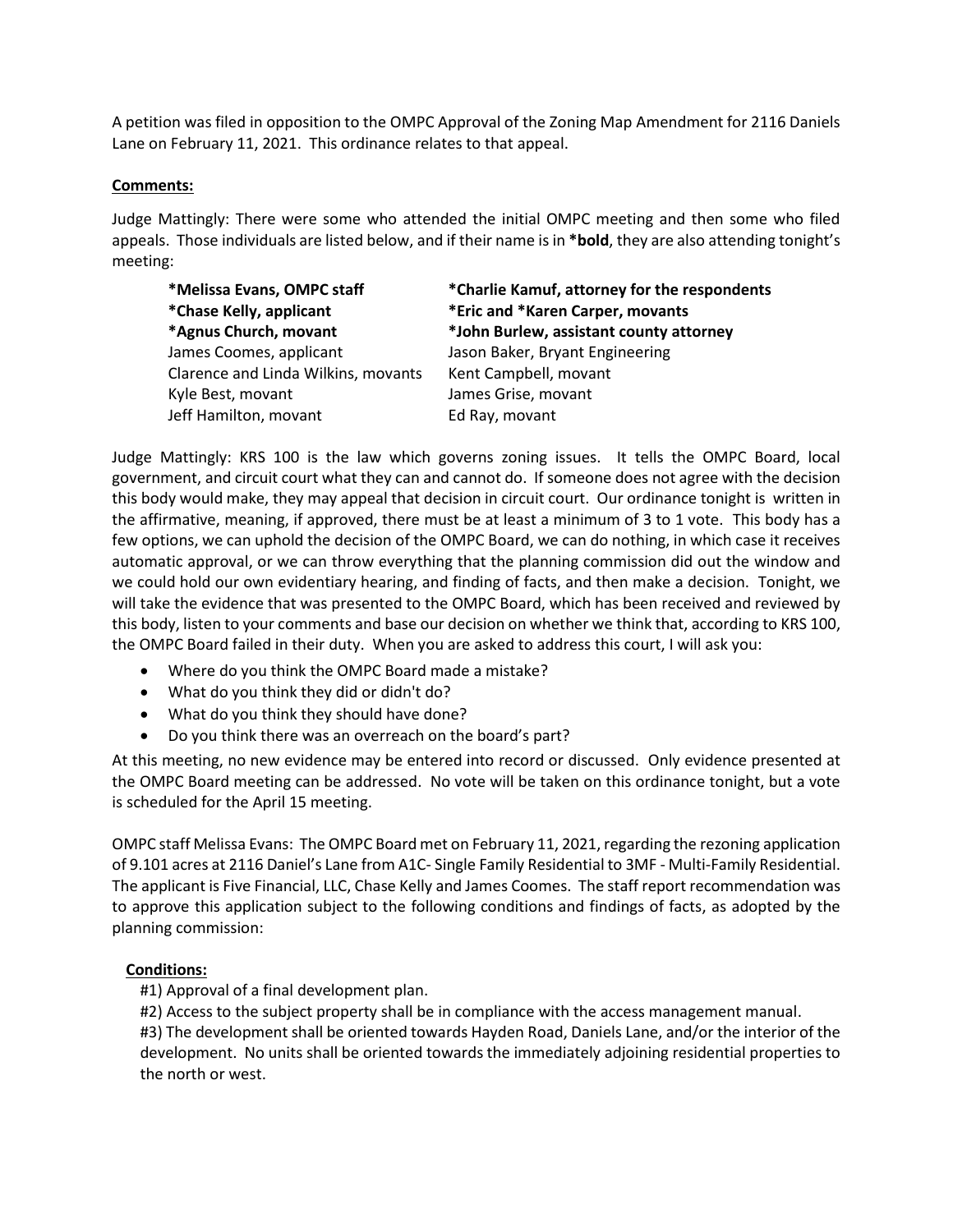A petition was filed in opposition to the OMPC Approval of the Zoning Map Amendment for 2116 Daniels Lane on February 11, 2021. This ordinance relates to that appeal.

**Comments:**

Judge Mattingly: There were some who attended the initial OMPC meeting and then some who filed appeals. Those individuals are listed below, and if their name is in ***bold**, they are also attending tonight's meeting:

| | |
|---|---|
| ***Melissa Evans, OMPC staff** | ***Charlie Kamuf, attorney for the respondents** |
| ***Chase Kelly, applicant** | ***Eric and *Karen Carper, movants** |
| ***Agnus Church, movant** | ***John Burlew, assistant county attorney** |
| James Coomes, applicant | Jason Baker, Bryant Engineering |
| Clarence and Linda Wilkins, movants | Kent Campbell, movant |
| Kyle Best, movant | James Grise, movant |
| Jeff Hamilton, movant | Ed Ray, movant |

Judge Mattingly: KRS 100 is the law which governs zoning issues. It tells the OMPC Board, local government, and circuit court what they can and cannot do. If someone does not agree with the decision this body would make, they may appeal that decision in circuit court. Our ordinance tonight is written in the affirmative, meaning, if approved, there must be at least a minimum of 3 to 1 vote. This body has a few options, we can uphold the decision of the OMPC Board, we can do nothing, in which case it receives automatic approval, or we can throw everything that the planning commission did out the window and we could hold our own evidentiary hearing, and finding of facts, and then make a decision. Tonight, we will take the evidence that was presented to the OMPC Board, which has been received and reviewed by this body, listen to your comments and base our decision on whether we think that, according to KRS 100, the OMPC Board failed in their duty. When you are asked to address this court, I will ask you:

- Where do you think the OMPC Board made a mistake?
- What do you think they did or didn't do?
- What do you think they should have done?
- Do you think there was an overreach on the board's part?

At this meeting, no new evidence may be entered into record or discussed. Only evidence presented at the OMPC Board meeting can be addressed. No vote will be taken on this ordinance tonight, but a vote is scheduled for the April 15 meeting.

OMPC staff Melissa Evans: The OMPC Board met on February 11, 2021, regarding the rezoning application of 9.101 acres at 2116 Daniel's Lane from A1C- Single Family Residential to 3MF - Multi-Family Residential. The applicant is Five Financial, LLC, Chase Kelly and James Coomes. The staff report recommendation was to approve this application subject to the following conditions and findings of facts, as adopted by the planning commission:

**Conditions:**

#1) Approval of a final development plan.

#2) Access to the subject property shall be in compliance with the access management manual.

#3) The development shall be oriented towards Hayden Road, Daniels Lane, and/or the interior of the development. No units shall be oriented towards the immediately adjoining residential properties to the north or west.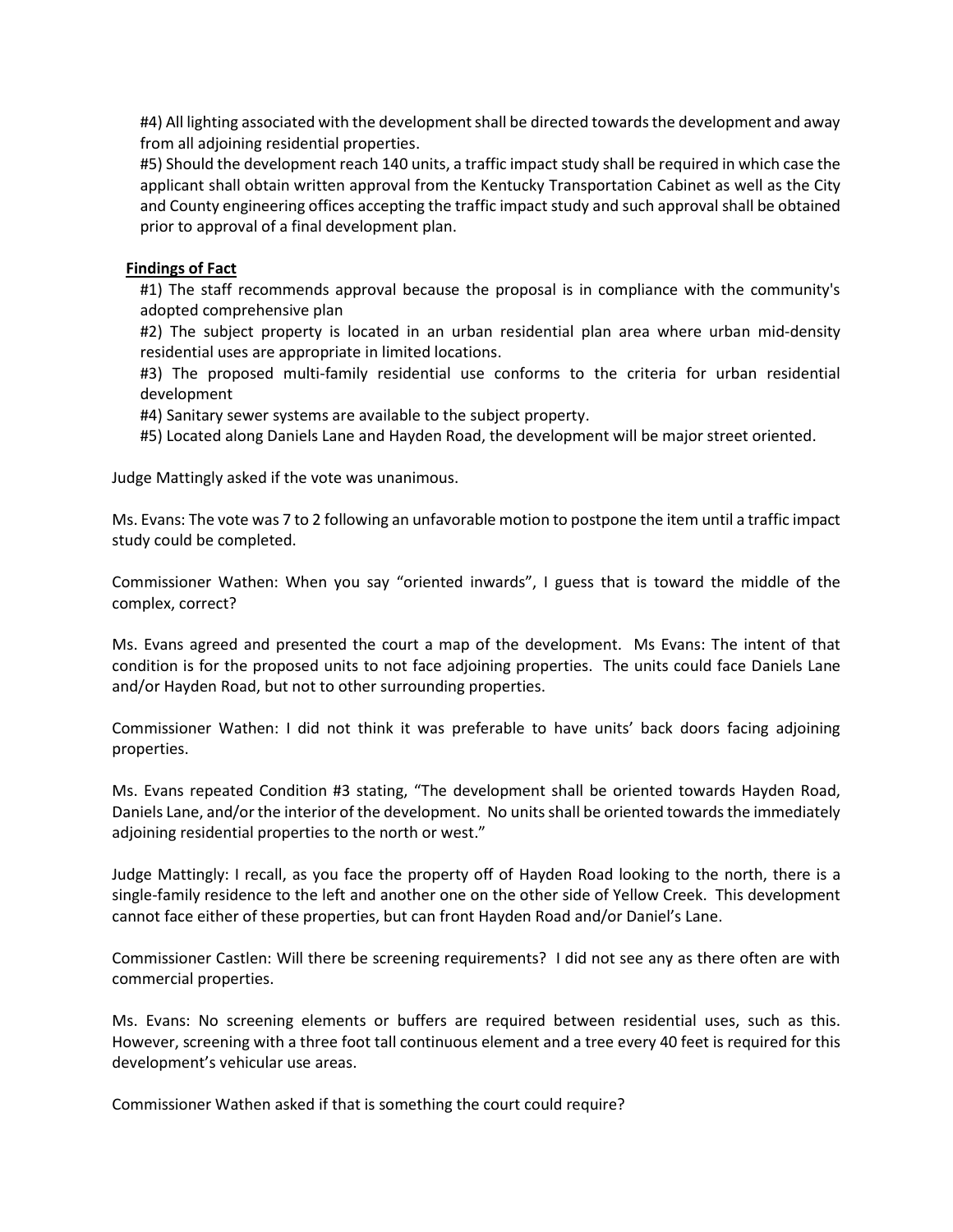#4) All lighting associated with the development shall be directed towards the development and away from all adjoining residential properties.

#5) Should the development reach 140 units, a traffic impact study shall be required in which case the applicant shall obtain written approval from the Kentucky Transportation Cabinet as well as the City and County engineering offices accepting the traffic impact study and such approval shall be obtained prior to approval of a final development plan.

**Findings of Fact**

#1) The staff recommends approval because the proposal is in compliance with the community's adopted comprehensive plan

#2) The subject property is located in an urban residential plan area where urban mid-density residential uses are appropriate in limited locations.

#3) The proposed multi-family residential use conforms to the criteria for urban residential development

#4) Sanitary sewer systems are available to the subject property.

#5) Located along Daniels Lane and Hayden Road, the development will be major street oriented.

Judge Mattingly asked if the vote was unanimous.

Ms. Evans: The vote was 7 to 2 following an unfavorable motion to postpone the item until a traffic impact study could be completed.

Commissioner Wathen: When you say "oriented inwards", I guess that is toward the middle of the complex, correct?

Ms. Evans agreed and presented the court a map of the development. Ms Evans: The intent of that condition is for the proposed units to not face adjoining properties. The units could face Daniels Lane and/or Hayden Road, but not to other surrounding properties.

Commissioner Wathen: I did not think it was preferable to have units' back doors facing adjoining properties.

Ms. Evans repeated Condition #3 stating, "The development shall be oriented towards Hayden Road, Daniels Lane, and/or the interior of the development. No units shall be oriented towards the immediately adjoining residential properties to the north or west."

Judge Mattingly: I recall, as you face the property off of Hayden Road looking to the north, there is a single-family residence to the left and another one on the other side of Yellow Creek. This development cannot face either of these properties, but can front Hayden Road and/or Daniel's Lane.

Commissioner Castlen: Will there be screening requirements? I did not see any as there often are with commercial properties.

Ms. Evans: No screening elements or buffers are required between residential uses, such as this. However, screening with a three foot tall continuous element and a tree every 40 feet is required for this development's vehicular use areas.

Commissioner Wathen asked if that is something the court could require?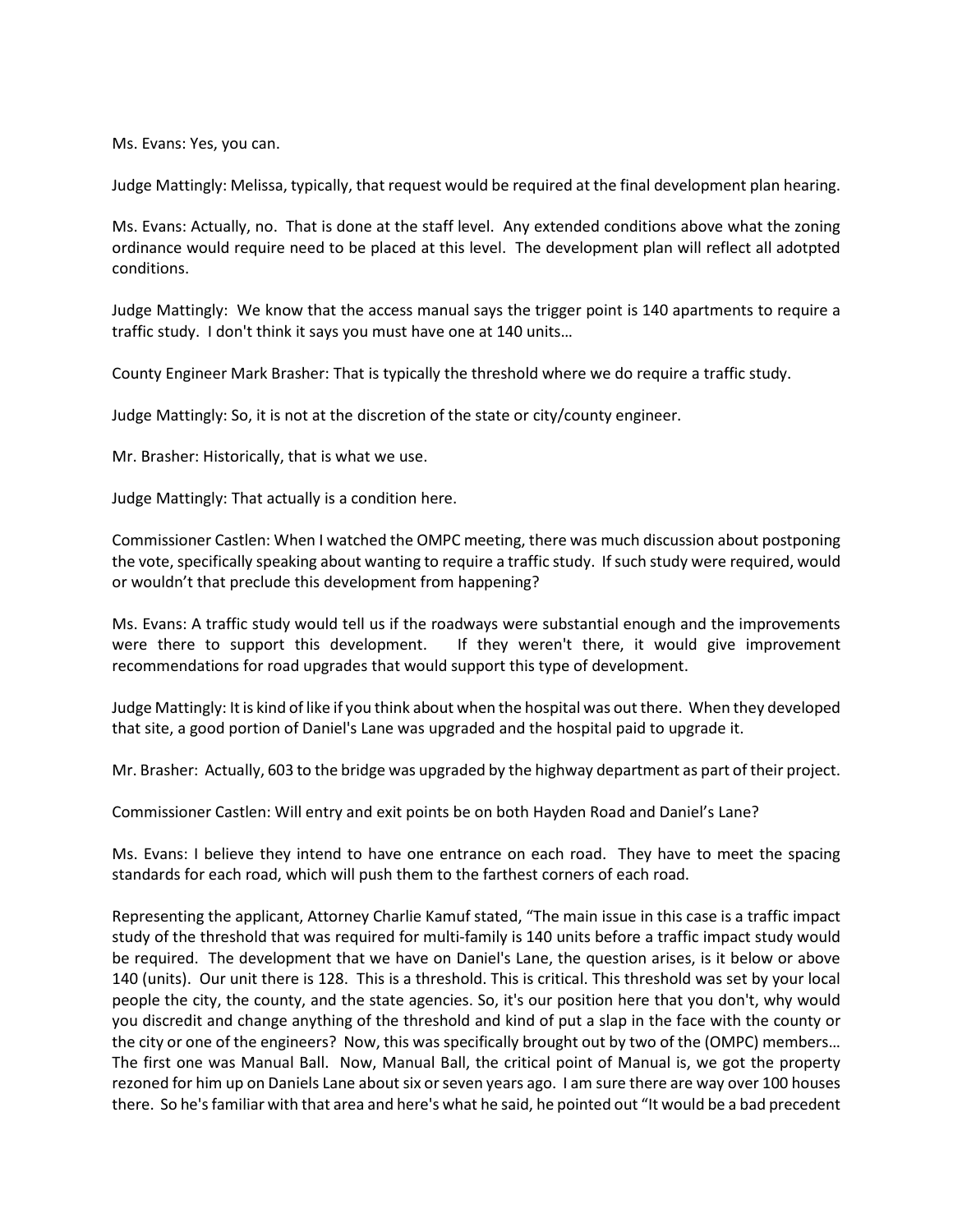Ms. Evans: Yes, you can.

Judge Mattingly: Melissa, typically, that request would be required at the final development plan hearing.

Ms. Evans: Actually, no. That is done at the staff level. Any extended conditions above what the zoning ordinance would require need to be placed at this level. The development plan will reflect all adotpted conditions.

Judge Mattingly: We know that the access manual says the trigger point is 140 apartments to require a traffic study. I don't think it says you must have one at 140 units…

County Engineer Mark Brasher: That is typically the threshold where we do require a traffic study.

Judge Mattingly: So, it is not at the discretion of the state or city/county engineer.

Mr. Brasher: Historically, that is what we use.

Judge Mattingly: That actually is a condition here.

Commissioner Castlen: When I watched the OMPC meeting, there was much discussion about postponing the vote, specifically speaking about wanting to require a traffic study. If such study were required, would or wouldn't that preclude this development from happening?

Ms. Evans: A traffic study would tell us if the roadways were substantial enough and the improvements were there to support this development. If they weren't there, it would give improvement recommendations for road upgrades that would support this type of development.

Judge Mattingly: It is kind of like if you think about when the hospital was out there. When they developed that site, a good portion of Daniel's Lane was upgraded and the hospital paid to upgrade it.

Mr. Brasher: Actually, 603 to the bridge was upgraded by the highway department as part of their project.

Commissioner Castlen: Will entry and exit points be on both Hayden Road and Daniel's Lane?

Ms. Evans: I believe they intend to have one entrance on each road. They have to meet the spacing standards for each road, which will push them to the farthest corners of each road.

Representing the applicant, Attorney Charlie Kamuf stated, "The main issue in this case is a traffic impact study of the threshold that was required for multi-family is 140 units before a traffic impact study would be required. The development that we have on Daniel's Lane, the question arises, is it below or above 140 (units). Our unit there is 128. This is a threshold. This is critical. This threshold was set by your local people the city, the county, and the state agencies. So, it's our position here that you don't, why would you discredit and change anything of the threshold and kind of put a slap in the face with the county or the city or one of the engineers? Now, this was specifically brought out by two of the (OMPC) members… The first one was Manual Ball. Now, Manual Ball, the critical point of Manual is, we got the property rezoned for him up on Daniels Lane about six or seven years ago. I am sure there are way over 100 houses there. So he's familiar with that area and here's what he said, he pointed out "It would be a bad precedent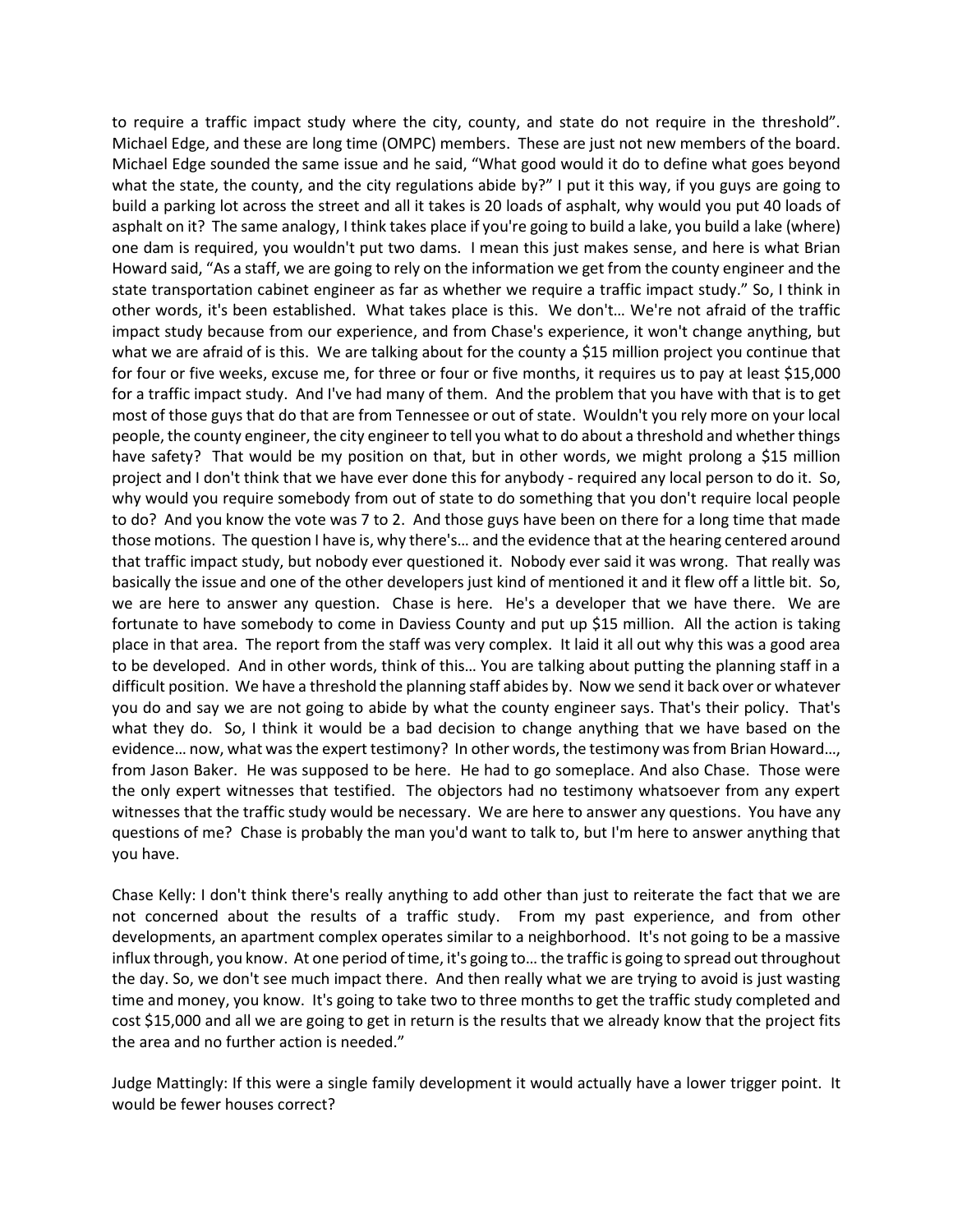to require a traffic impact study where the city, county, and state do not require in the threshold". Michael Edge, and these are long time (OMPC) members. These are just not new members of the board. Michael Edge sounded the same issue and he said, "What good would it do to define what goes beyond what the state, the county, and the city regulations abide by?" I put it this way, if you guys are going to build a parking lot across the street and all it takes is 20 loads of asphalt, why would you put 40 loads of asphalt on it? The same analogy, I think takes place if you're going to build a lake, you build a lake (where) one dam is required, you wouldn't put two dams. I mean this just makes sense, and here is what Brian Howard said, "As a staff, we are going to rely on the information we get from the county engineer and the state transportation cabinet engineer as far as whether we require a traffic impact study." So, I think in other words, it's been established. What takes place is this. We don't… We're not afraid of the traffic impact study because from our experience, and from Chase's experience, it won't change anything, but what we are afraid of is this. We are talking about for the county a $15 million project you continue that for four or five weeks, excuse me, for three or four or five months, it requires us to pay at least $15,000 for a traffic impact study. And I've had many of them. And the problem that you have with that is to get most of those guys that do that are from Tennessee or out of state. Wouldn't you rely more on your local people, the county engineer, the city engineer to tell you what to do about a threshold and whether things have safety? That would be my position on that, but in other words, we might prolong a $15 million project and I don't think that we have ever done this for anybody - required any local person to do it. So, why would you require somebody from out of state to do something that you don't require local people to do? And you know the vote was 7 to 2. And those guys have been on there for a long time that made those motions. The question I have is, why there's… and the evidence that at the hearing centered around that traffic impact study, but nobody ever questioned it. Nobody ever said it was wrong. That really was basically the issue and one of the other developers just kind of mentioned it and it flew off a little bit. So, we are here to answer any question. Chase is here. He's a developer that we have there. We are fortunate to have somebody to come in Daviess County and put up $15 million. All the action is taking place in that area. The report from the staff was very complex. It laid it all out why this was a good area to be developed. And in other words, think of this… You are talking about putting the planning staff in a difficult position. We have a threshold the planning staff abides by. Now we send it back over or whatever you do and say we are not going to abide by what the county engineer says. That's their policy. That's what they do. So, I think it would be a bad decision to change anything that we have based on the evidence… now, what was the expert testimony? In other words, the testimony was from Brian Howard…, from Jason Baker. He was supposed to be here. He had to go someplace. And also Chase. Those were the only expert witnesses that testified. The objectors had no testimony whatsoever from any expert witnesses that the traffic study would be necessary. We are here to answer any questions. You have any questions of me? Chase is probably the man you'd want to talk to, but I'm here to answer anything that you have.

Chase Kelly: I don't think there's really anything to add other than just to reiterate the fact that we are not concerned about the results of a traffic study. From my past experience, and from other developments, an apartment complex operates similar to a neighborhood. It's not going to be a massive influx through, you know. At one period of time, it's going to… the traffic is going to spread out throughout the day. So, we don't see much impact there. And then really what we are trying to avoid is just wasting time and money, you know. It's going to take two to three months to get the traffic study completed and cost $15,000 and all we are going to get in return is the results that we already know that the project fits the area and no further action is needed."

Judge Mattingly: If this were a single family development it would actually have a lower trigger point. It would be fewer houses correct?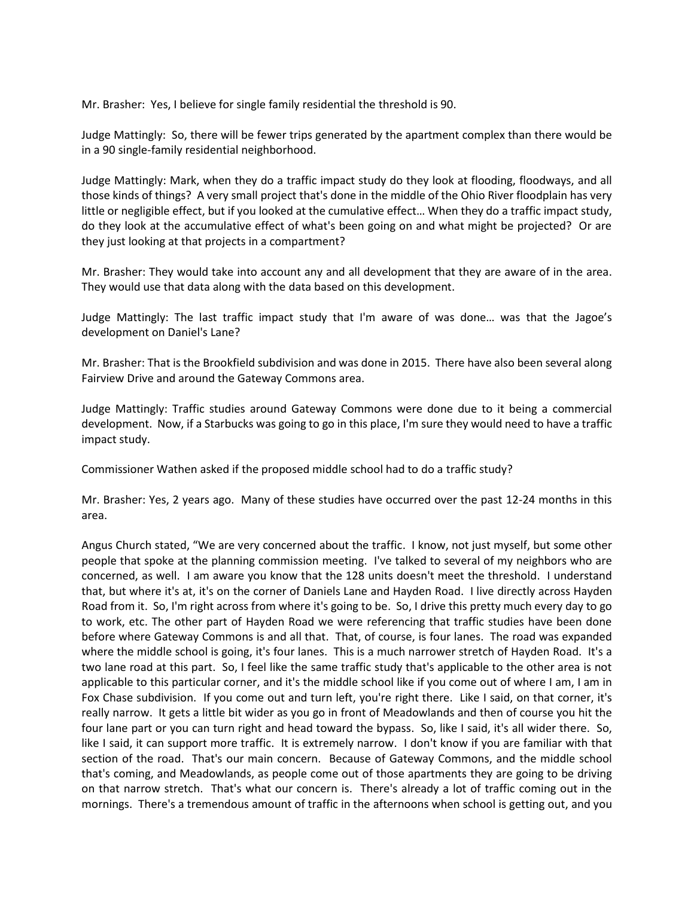Mr. Brasher: Yes, I believe for single family residential the threshold is 90.

Judge Mattingly: So, there will be fewer trips generated by the apartment complex than there would be in a 90 single-family residential neighborhood.

Judge Mattingly: Mark, when they do a traffic impact study do they look at flooding, floodways, and all those kinds of things? A very small project that's done in the middle of the Ohio River floodplain has very little or negligible effect, but if you looked at the cumulative effect… When they do a traffic impact study, do they look at the accumulative effect of what's been going on and what might be projected? Or are they just looking at that projects in a compartment?

Mr. Brasher: They would take into account any and all development that they are aware of in the area. They would use that data along with the data based on this development.

Judge Mattingly: The last traffic impact study that I'm aware of was done… was that the Jagoe's development on Daniel's Lane?

Mr. Brasher: That is the Brookfield subdivision and was done in 2015. There have also been several along Fairview Drive and around the Gateway Commons area.

Judge Mattingly: Traffic studies around Gateway Commons were done due to it being a commercial development. Now, if a Starbucks was going to go in this place, I'm sure they would need to have a traffic impact study.

Commissioner Wathen asked if the proposed middle school had to do a traffic study?

Mr. Brasher: Yes, 2 years ago. Many of these studies have occurred over the past 12-24 months in this area.

Angus Church stated, "We are very concerned about the traffic. I know, not just myself, but some other people that spoke at the planning commission meeting. I've talked to several of my neighbors who are concerned, as well. I am aware you know that the 128 units doesn't meet the threshold. I understand that, but where it's at, it's on the corner of Daniels Lane and Hayden Road. I live directly across Hayden Road from it. So, I'm right across from where it's going to be. So, I drive this pretty much every day to go to work, etc. The other part of Hayden Road we were referencing that traffic studies have been done before where Gateway Commons is and all that. That, of course, is four lanes. The road was expanded where the middle school is going, it's four lanes. This is a much narrower stretch of Hayden Road. It's a two lane road at this part. So, I feel like the same traffic study that's applicable to the other area is not applicable to this particular corner, and it's the middle school like if you come out of where I am, I am in Fox Chase subdivision. If you come out and turn left, you're right there. Like I said, on that corner, it's really narrow. It gets a little bit wider as you go in front of Meadowlands and then of course you hit the four lane part or you can turn right and head toward the bypass. So, like I said, it's all wider there. So, like I said, it can support more traffic. It is extremely narrow. I don't know if you are familiar with that section of the road. That's our main concern. Because of Gateway Commons, and the middle school that's coming, and Meadowlands, as people come out of those apartments they are going to be driving on that narrow stretch. That's what our concern is. There's already a lot of traffic coming out in the mornings. There's a tremendous amount of traffic in the afternoons when school is getting out, and you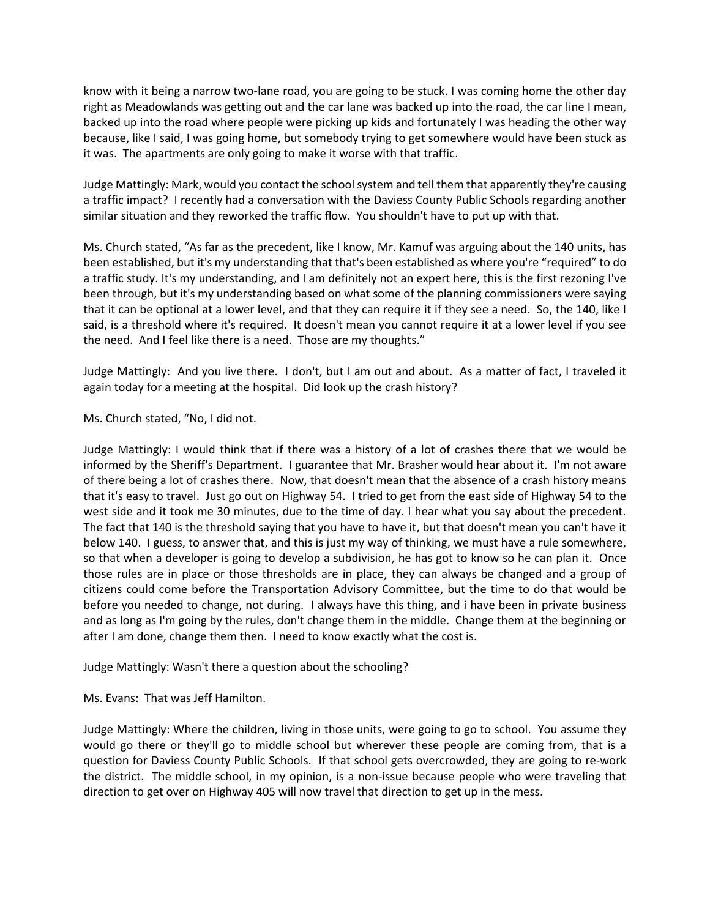know with it being a narrow two-lane road, you are going to be stuck. I was coming home the other day right as Meadowlands was getting out and the car lane was backed up into the road, the car line I mean, backed up into the road where people were picking up kids and fortunately I was heading the other way because, like I said, I was going home, but somebody trying to get somewhere would have been stuck as it was. The apartments are only going to make it worse with that traffic.

Judge Mattingly: Mark, would you contact the school system and tell them that apparently they're causing a traffic impact? I recently had a conversation with the Daviess County Public Schools regarding another similar situation and they reworked the traffic flow. You shouldn't have to put up with that.

Ms. Church stated, "As far as the precedent, like I know, Mr. Kamuf was arguing about the 140 units, has been established, but it's my understanding that that's been established as where you're "required" to do a traffic study. It's my understanding, and I am definitely not an expert here, this is the first rezoning I've been through, but it's my understanding based on what some of the planning commissioners were saying that it can be optional at a lower level, and that they can require it if they see a need. So, the 140, like I said, is a threshold where it's required. It doesn't mean you cannot require it at a lower level if you see the need. And I feel like there is a need. Those are my thoughts."

Judge Mattingly: And you live there. I don't, but I am out and about. As a matter of fact, I traveled it again today for a meeting at the hospital. Did look up the crash history?

Ms. Church stated, "No, I did not.

Judge Mattingly: I would think that if there was a history of a lot of crashes there that we would be informed by the Sheriff's Department. I guarantee that Mr. Brasher would hear about it. I'm not aware of there being a lot of crashes there. Now, that doesn't mean that the absence of a crash history means that it's easy to travel. Just go out on Highway 54. I tried to get from the east side of Highway 54 to the west side and it took me 30 minutes, due to the time of day. I hear what you say about the precedent. The fact that 140 is the threshold saying that you have to have it, but that doesn't mean you can't have it below 140. I guess, to answer that, and this is just my way of thinking, we must have a rule somewhere, so that when a developer is going to develop a subdivision, he has got to know so he can plan it. Once those rules are in place or those thresholds are in place, they can always be changed and a group of citizens could come before the Transportation Advisory Committee, but the time to do that would be before you needed to change, not during. I always have this thing, and i have been in private business and as long as I'm going by the rules, don't change them in the middle. Change them at the beginning or after I am done, change them then. I need to know exactly what the cost is.

Judge Mattingly: Wasn't there a question about the schooling?

Ms. Evans: That was Jeff Hamilton.

Judge Mattingly: Where the children, living in those units, were going to go to school. You assume they would go there or they'll go to middle school but wherever these people are coming from, that is a question for Daviess County Public Schools. If that school gets overcrowded, they are going to re-work the district. The middle school, in my opinion, is a non-issue because people who were traveling that direction to get over on Highway 405 will now travel that direction to get up in the mess.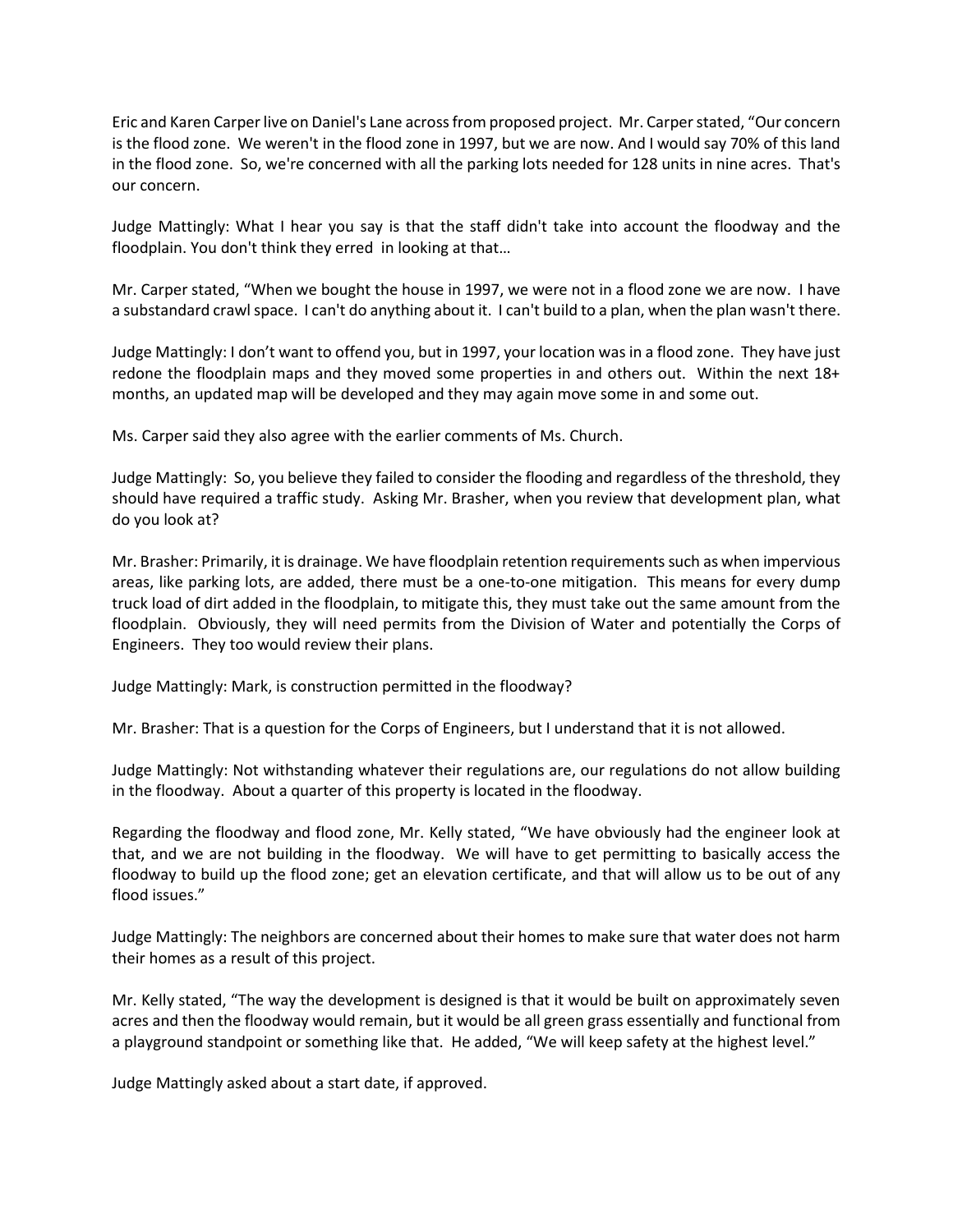Eric and Karen Carper live on Daniel's Lane across from proposed project. Mr. Carper stated, "Our concern is the flood zone. We weren't in the flood zone in 1997, but we are now. And I would say 70% of this land in the flood zone. So, we're concerned with all the parking lots needed for 128 units in nine acres. That's our concern.

Judge Mattingly: What I hear you say is that the staff didn't take into account the floodway and the floodplain. You don't think they erred in looking at that…

Mr. Carper stated, "When we bought the house in 1997, we were not in a flood zone we are now. I have a substandard crawl space. I can't do anything about it. I can't build to a plan, when the plan wasn't there.

Judge Mattingly: I don't want to offend you, but in 1997, your location was in a flood zone. They have just redone the floodplain maps and they moved some properties in and others out. Within the next 18+ months, an updated map will be developed and they may again move some in and some out.

Ms. Carper said they also agree with the earlier comments of Ms. Church.

Judge Mattingly: So, you believe they failed to consider the flooding and regardless of the threshold, they should have required a traffic study. Asking Mr. Brasher, when you review that development plan, what do you look at?

Mr. Brasher: Primarily, it is drainage. We have floodplain retention requirements such as when impervious areas, like parking lots, are added, there must be a one-to-one mitigation. This means for every dump truck load of dirt added in the floodplain, to mitigate this, they must take out the same amount from the floodplain. Obviously, they will need permits from the Division of Water and potentially the Corps of Engineers. They too would review their plans.

Judge Mattingly: Mark, is construction permitted in the floodway?

Mr. Brasher: That is a question for the Corps of Engineers, but I understand that it is not allowed.

Judge Mattingly: Not withstanding whatever their regulations are, our regulations do not allow building in the floodway. About a quarter of this property is located in the floodway.

Regarding the floodway and flood zone, Mr. Kelly stated, "We have obviously had the engineer look at that, and we are not building in the floodway. We will have to get permitting to basically access the floodway to build up the flood zone; get an elevation certificate, and that will allow us to be out of any flood issues."

Judge Mattingly: The neighbors are concerned about their homes to make sure that water does not harm their homes as a result of this project.

Mr. Kelly stated, "The way the development is designed is that it would be built on approximately seven acres and then the floodway would remain, but it would be all green grass essentially and functional from a playground standpoint or something like that. He added, "We will keep safety at the highest level."

Judge Mattingly asked about a start date, if approved.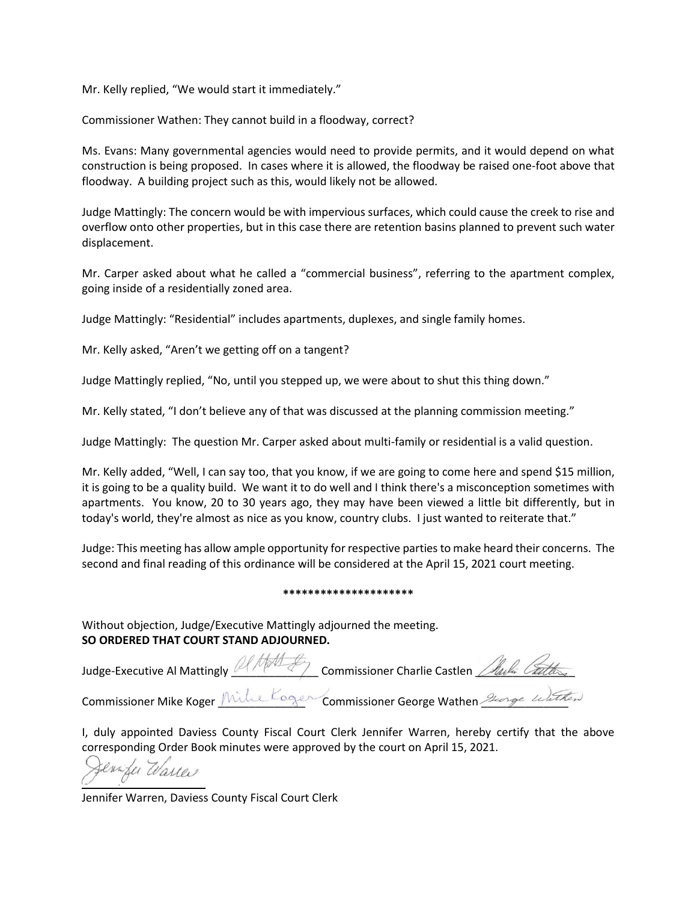Mr. Kelly replied, "We would start it immediately."

Commissioner Wathen: They cannot build in a floodway, correct?

Ms. Evans: Many governmental agencies would need to provide permits, and it would depend on what construction is being proposed. In cases where it is allowed, the floodway be raised one-foot above that floodway. A building project such as this, would likely not be allowed.

Judge Mattingly: The concern would be with impervious surfaces, which could cause the creek to rise and overflow onto other properties, but in this case there are retention basins planned to prevent such water displacement.

Mr. Carper asked about what he called a "commercial business", referring to the apartment complex, going inside of a residentially zoned area.

Judge Mattingly: "Residential" includes apartments, duplexes, and single family homes.

Mr. Kelly asked, "Aren't we getting off on a tangent?

Judge Mattingly replied, "No, until you stepped up, we were about to shut this thing down."

Mr. Kelly stated, "I don't believe any of that was discussed at the planning commission meeting."

Judge Mattingly: The question Mr. Carper asked about multi-family or residential is a valid question.

Mr. Kelly added, "Well, I can say too, that you know, if we are going to come here and spend $15 million, it is going to be a quality build. We want it to do well and I think there's a misconception sometimes with apartments. You know, 20 to 30 years ago, they may have been viewed a little bit differently, but in today's world, they're almost as nice as you know, country clubs. I just wanted to reiterate that."

Judge: This meeting has allow ample opportunity for respective parties to make heard their concerns. The second and final reading of this ordinance will be considered at the April 15, 2021 court meeting.

*********************

Without objection, Judge/Executive Mattingly adjourned the meeting.
**SO ORDERED THAT COURT STAND ADJOURNED.**

Judge-Executive Al Mattingly Al Mattingly Commissioner Charlie Castlen Charlie Castlen

Commissioner Mike Koger Mike Koger Commissioner George Wathen George Wathen

I, duly appointed Daviess County Fiscal Court Clerk Jennifer Warren, hereby certify that the above corresponding Order Book minutes were approved by the court on April 15, 2021.

Jennifer Warren

Jennifer Warren, Daviess County Fiscal Court Clerk